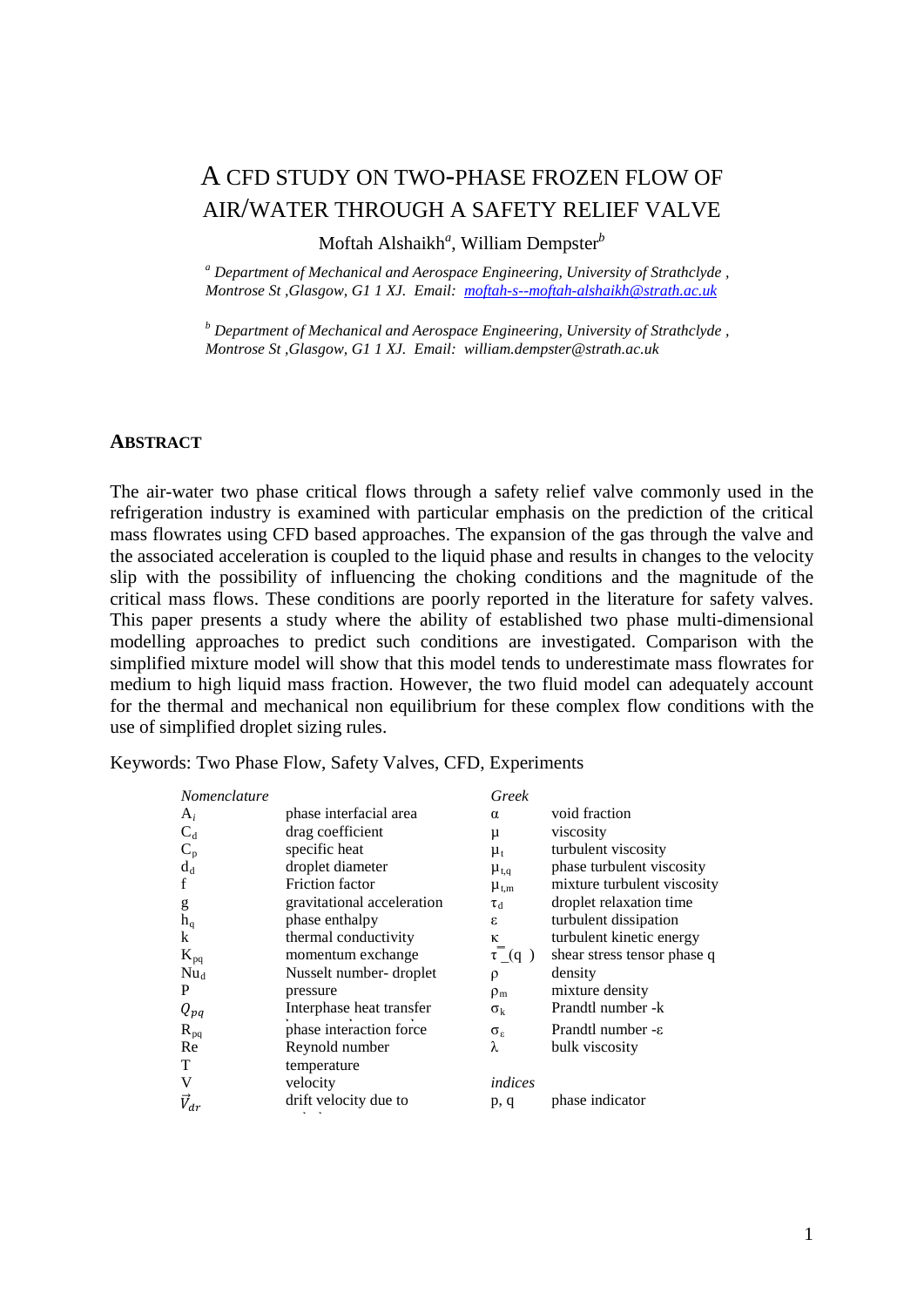# A CFD STUDY ON TWO-PHASE FROZEN FLOW OF AIR/WATER THROUGH A SAFETY RELIEF VALVE

Moftah Alshaikh[a], William Dempster[b]

[a] *Department of Mechanical and Aerospace Engineering, University of Strathclyde , Montrose St ,Glasgow, G1 1 XJ. Email: moftah-s--moftah-alshaikh@strath.ac.uk*

[b] *Department of Mechanical and Aerospace Engineering, University of Strathclyde , Montrose St ,Glasgow, G1 1 XJ. Email: william.dempster@strath.ac.uk*

## ABSTRACT

The air-water two phase critical flows through a safety relief valve commonly used in the refrigeration industry is examined with particular emphasis on the prediction of the critical mass flowrates using CFD based approaches. The expansion of the gas through the valve and the associated acceleration is coupled to the liquid phase and results in changes to the velocity slip with the possibility of influencing the choking conditions and the magnitude of the critical mass flows. These conditions are poorly reported in the literature for safety valves. This paper presents a study where the ability of established two phase multi-dimensional modelling approaches to predict such conditions are investigated. Comparison with the simplified mixture model will show that this model tends to underestimate mass flowrates for medium to high liquid mass fraction. However, the two fluid model can adequately account for the thermal and mechanical non equilibrium for these complex flow conditions with the use of simplified droplet sizing rules.

Keywords: Two Phase Flow, Safety Valves, CFD, Experiments

| *Nomenclature* | | *Greek* | |
|---|---|---|---|
| $A_i$ | phase interfacial area | $\alpha$ | void fraction |
| $C_d$ | drag coefficient | $\mu$ | viscosity |
| $C_p$ | specific heat | $\mu_t$ | turbulent viscosity |
| $d_d$ | droplet diameter | $\mu_{t,q}$ | phase turbulent viscosity |
| f | Friction factor | $\mu_{t,m}$ | mixture turbulent viscosity |
| g | gravitational acceleration | $\tau_d$ | droplet relaxation time |
| $h_q$ | phase enthalpy | $\varepsilon$ | turbulent dissipation |
| k | thermal conductivity | $\kappa$ | turbulent kinetic energy |
| $K_{pq}$ | momentum exchange | $\bar{\bar{\tau}}_q$ | shear stress tensor phase q |
| $Nu_d$ | Nusselt number- droplet | $\rho$ | density |
| P | pressure | $\rho_m$ | mixture density |
| $Q_{pq}$ | Interphase heat transfer | $\sigma_k$ | Prandtl number -k |
| $R_{pq}$ | phase interaction force | $\sigma_\varepsilon$ | Prandtl number -ε |
| Re | Reynold number | $\lambda$ | bulk viscosity |
| T | temperature | | |
| V | velocity | *indices* | |
| $\vec{V}_{dr}$ | drift velocity due to | p, q | phase indicator |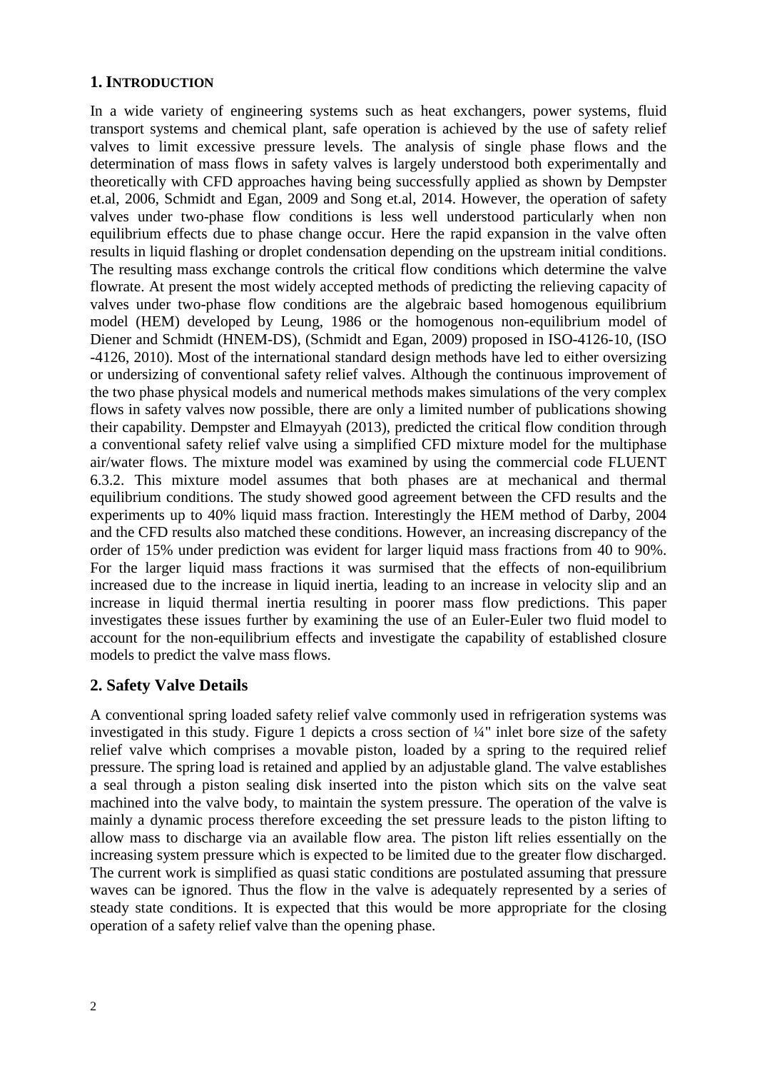## 1. INTRODUCTION

In a wide variety of engineering systems such as heat exchangers, power systems, fluid transport systems and chemical plant, safe operation is achieved by the use of safety relief valves to limit excessive pressure levels. The analysis of single phase flows and the determination of mass flows in safety valves is largely understood both experimentally and theoretically with CFD approaches having being successfully applied as shown by Dempster et.al, 2006, Schmidt and Egan, 2009 and Song et.al, 2014. However, the operation of safety valves under two-phase flow conditions is less well understood particularly when non equilibrium effects due to phase change occur. Here the rapid expansion in the valve often results in liquid flashing or droplet condensation depending on the upstream initial conditions. The resulting mass exchange controls the critical flow conditions which determine the valve flowrate. At present the most widely accepted methods of predicting the relieving capacity of valves under two-phase flow conditions are the algebraic based homogenous equilibrium model (HEM) developed by Leung, 1986 or the homogenous non-equilibrium model of Diener and Schmidt (HNEM-DS), (Schmidt and Egan, 2009) proposed in ISO-4126-10, (ISO -4126, 2010). Most of the international standard design methods have led to either oversizing or undersizing of conventional safety relief valves. Although the continuous improvement of the two phase physical models and numerical methods makes simulations of the very complex flows in safety valves now possible, there are only a limited number of publications showing their capability. Dempster and Elmayyah (2013), predicted the critical flow condition through a conventional safety relief valve using a simplified CFD mixture model for the multiphase air/water flows. The mixture model was examined by using the commercial code FLUENT 6.3.2. This mixture model assumes that both phases are at mechanical and thermal equilibrium conditions. The study showed good agreement between the CFD results and the experiments up to 40% liquid mass fraction. Interestingly the HEM method of Darby, 2004 and the CFD results also matched these conditions. However, an increasing discrepancy of the order of 15% under prediction was evident for larger liquid mass fractions from 40 to 90%. For the larger liquid mass fractions it was surmised that the effects of non-equilibrium increased due to the increase in liquid inertia, leading to an increase in velocity slip and an increase in liquid thermal inertia resulting in poorer mass flow predictions. This paper investigates these issues further by examining the use of an Euler-Euler two fluid model to account for the non-equilibrium effects and investigate the capability of established closure models to predict the valve mass flows.

## 2. Safety Valve Details

A conventional spring loaded safety relief valve commonly used in refrigeration systems was investigated in this study. Figure 1 depicts a cross section of ¼" inlet bore size of the safety relief valve which comprises a movable piston, loaded by a spring to the required relief pressure. The spring load is retained and applied by an adjustable gland. The valve establishes a seal through a piston sealing disk inserted into the piston which sits on the valve seat machined into the valve body, to maintain the system pressure. The operation of the valve is mainly a dynamic process therefore exceeding the set pressure leads to the piston lifting to allow mass to discharge via an available flow area. The piston lift relies essentially on the increasing system pressure which is expected to be limited due to the greater flow discharged. The current work is simplified as quasi static conditions are postulated assuming that pressure waves can be ignored. Thus the flow in the valve is adequately represented by a series of steady state conditions. It is expected that this would be more appropriate for the closing operation of a safety relief valve than the opening phase.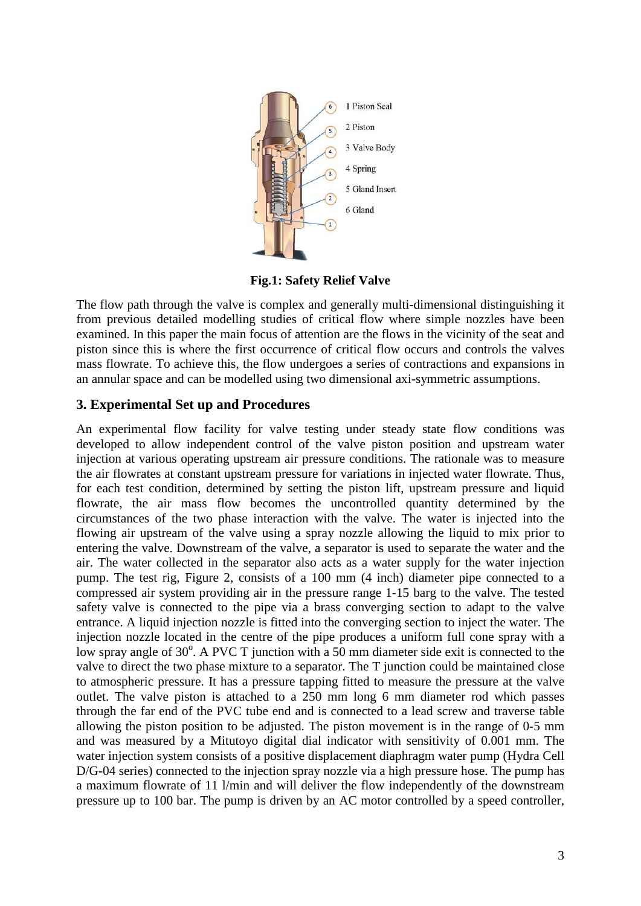1 Piston Seal

2 Piston

3 Valve Body

4 Spring

5 Gland Insert

6 Gland

**Fig.1: Safety Relief Valve**

The flow path through the valve is complex and generally multi-dimensional distinguishing it from previous detailed modelling studies of critical flow where simple nozzles have been examined. In this paper the main focus of attention are the flows in the vicinity of the seat and piston since this is where the first occurrence of critical flow occurs and controls the valves mass flowrate. To achieve this, the flow undergoes a series of contractions and expansions in an annular space and can be modelled using two dimensional axi-symmetric assumptions.

## 3. Experimental Set up and Procedures

An experimental flow facility for valve testing under steady state flow conditions was developed to allow independent control of the valve piston position and upstream water injection at various operating upstream air pressure conditions. The rationale was to measure the air flowrates at constant upstream pressure for variations in injected water flowrate. Thus, for each test condition, determined by setting the piston lift, upstream pressure and liquid flowrate, the air mass flow becomes the uncontrolled quantity determined by the circumstances of the two phase interaction with the valve. The water is injected into the flowing air upstream of the valve using a spray nozzle allowing the liquid to mix prior to entering the valve. Downstream of the valve, a separator is used to separate the water and the air. The water collected in the separator also acts as a water supply for the water injection pump. The test rig, Figure 2, consists of a 100 mm (4 inch) diameter pipe connected to a compressed air system providing air in the pressure range 1-15 barg to the valve. The tested safety valve is connected to the pipe via a brass converging section to adapt to the valve entrance. A liquid injection nozzle is fitted into the converging section to inject the water. The injection nozzle located in the centre of the pipe produces a uniform full cone spray with a low spray angle of 30$^{o}$. A PVC T junction with a 50 mm diameter side exit is connected to the valve to direct the two phase mixture to a separator. The T junction could be maintained close to atmospheric pressure. It has a pressure tapping fitted to measure the pressure at the valve outlet. The valve piston is attached to a 250 mm long 6 mm diameter rod which passes through the far end of the PVC tube end and is connected to a lead screw and traverse table allowing the piston position to be adjusted. The piston movement is in the range of 0-5 mm and was measured by a Mitutoyo digital dial indicator with sensitivity of 0.001 mm. The water injection system consists of a positive displacement diaphragm water pump (Hydra Cell D/G-04 series) connected to the injection spray nozzle via a high pressure hose. The pump has a maximum flowrate of 11 l/min and will deliver the flow independently of the downstream pressure up to 100 bar. The pump is driven by an AC motor controlled by a speed controller,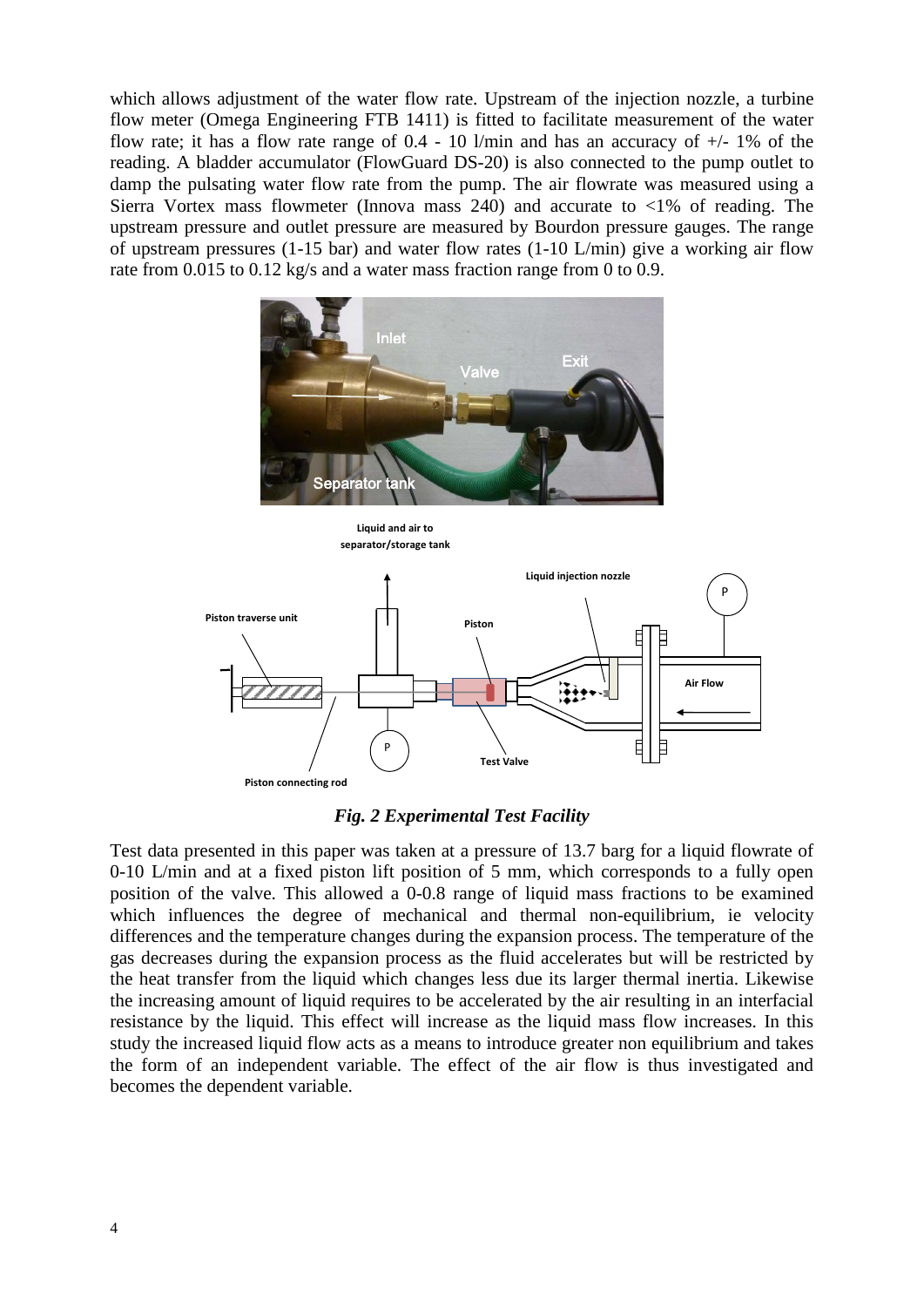which allows adjustment of the water flow rate. Upstream of the injection nozzle, a turbine flow meter (Omega Engineering FTB 1411) is fitted to facilitate measurement of the water flow rate; it has a flow rate range of 0.4 - 10 l/min and has an accuracy of +/- 1% of the reading. A bladder accumulator (FlowGuard DS-20) is also connected to the pump outlet to damp the pulsating water flow rate from the pump. The air flowrate was measured using a Sierra Vortex mass flowmeter (Innova mass 240) and accurate to <1% of reading. The upstream pressure and outlet pressure are measured by Bourdon pressure gauges. The range of upstream pressures (1-15 bar) and water flow rates (1-10 L/min) give a working air flow rate from 0.015 to 0.12 kg/s and a water mass fraction range from 0 to 0.9.

***Fig. 2 Experimental Test Facility***

Test data presented in this paper was taken at a pressure of 13.7 barg for a liquid flowrate of 0-10 L/min and at a fixed piston lift position of 5 mm, which corresponds to a fully open position of the valve. This allowed a 0-0.8 range of liquid mass fractions to be examined which influences the degree of mechanical and thermal non-equilibrium, ie velocity differences and the temperature changes during the expansion process. The temperature of the gas decreases during the expansion process as the fluid accelerates but will be restricted by the heat transfer from the liquid which changes less due its larger thermal inertia. Likewise the increasing amount of liquid requires to be accelerated by the air resulting in an interfacial resistance by the liquid. This effect will increase as the liquid mass flow increases. In this study the increased liquid flow acts as a means to introduce greater non equilibrium and takes the form of an independent variable. The effect of the air flow is thus investigated and becomes the dependent variable.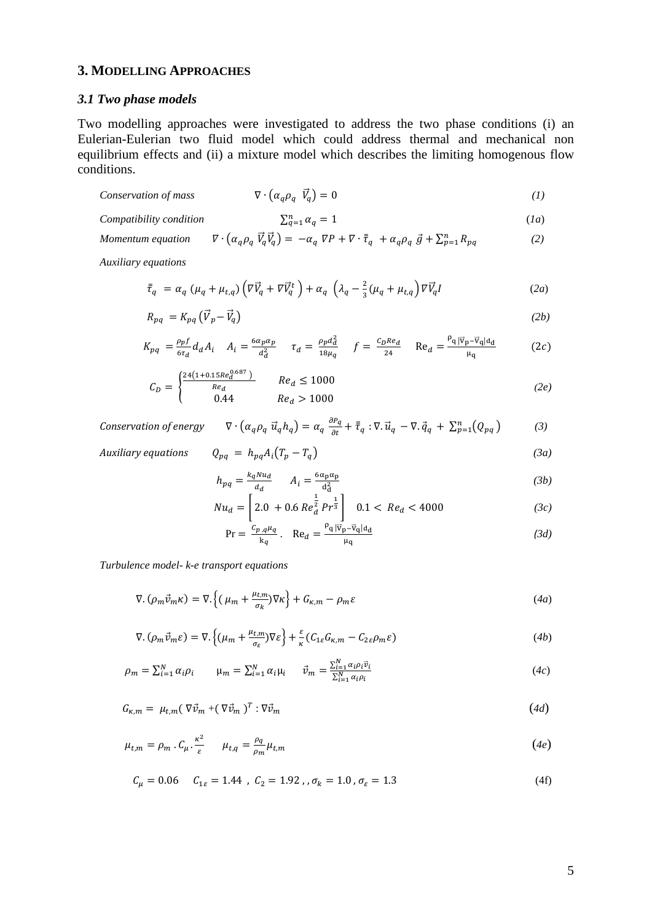## 3. MODELLING APPROACHES

### *3.1 Two phase models*

Two modelling approaches were investigated to address the two phase conditions (i) an Eulerian-Eulerian two fluid model which could address thermal and mechanical non equilibrium effects and (ii) a mixture model which describes the limiting homogenous flow conditions.

*Conservation of mass*
$$\nabla \cdot \left(\alpha_q \rho_q \ \vec{V}_q\right) = 0 \tag{1}$$

*Compatibility condition*
$$\sum_{q=1}^{n} \alpha_q = 1 \tag{1a}$$

*Momentum equation*
$$\nabla \cdot \left(\alpha_q \rho_q \ \vec{V}_q \vec{V}_q\right) = -\alpha_q \ \nabla P + \nabla \cdot \bar{\bar{\tau}}_q \ + \alpha_q \rho_q \ \vec{g} + \sum_{p=1}^{n} R_{pq} \tag{2}$$

*Auxiliary equations*

$$\bar{\bar{\tau}}_q \ = \alpha_q \ (\mu_q + \mu_{t,q}) \left(\nabla \vec{V}_q + \nabla \vec{V}_q^t \right) + \alpha_q \ \left(\lambda_q - \frac{2}{3}(\mu_q + \mu_{t,q}\right) \nabla \vec{V}_q I \tag{2a}$$

$$R_{pq} \ = K_{pq} \left(\vec{V}_p - \vec{V}_q\right) \tag{2b}$$

$$K_{pq} \ = \frac{\rho_p f}{6\tau_d} d_d A_i \quad A_i = \frac{6\alpha_p \alpha_p}{d_d^2} \quad \tau_d \ = \ \frac{\rho_p d_d^2}{18\mu_q} \quad f = \ \frac{C_D Re_d}{24} \quad \mathrm{Re}_d = \frac{\rho_q \, |\vec{v}_p - \vec{v}_q| d_d}{\mu_q} \tag{2c}$$

$$C_D = \begin{cases} \frac{24\left(1+0.15 Re_d^{0.687}\right)}{Re_d} & Re_d \leq 1000 \\ 0.44 & Re_d > 1000 \end{cases} \tag{2e}$$

*Conservation of energy*
$$\nabla \cdot \left(\alpha_q \rho_q \ \vec{u}_q h_q\right) = \alpha_q \ \frac{\partial P_q}{\partial t} + \bar{\bar{\tau}}_q : \nabla . \vec{u}_q \ - \nabla . \vec{q}_q \ + \ \sum_{p=1}^{n} \left(Q_{pq}\right) \tag{3}$$

*Auxiliary equations*
$$Q_{pq} \ = \ h_{pq} A_i \left(T_p - T_q\right) \tag{3a}$$

$$h_{pq} = \frac{k_q N u_d}{d_d} \qquad A_i = \frac{6 \alpha_p \alpha_p}{d_d^2} \tag{3b}$$

$$Nu_d = \left[2.0 \ + 0.6 \, Re_d^{\frac{1}{2}} \, Pr^{\frac{1}{3}}\right] \quad 0.1 < \ Re_d < 4000 \tag{3c}$$

$$\mathrm{Pr} = \ \frac{c_{p\,,q} \mu_q}{k_q} . \quad \mathrm{Re}_d = \frac{\rho_q \, |\vec{v}_p - \vec{v}_q| d_d}{\mu_q} \tag{3d}$$

*Turbulence model- k-e transport equations*

$$\nabla . \left(\rho_m \vec{v}_m \kappa\right) = \nabla . \left\{ \left( \mu_m + \frac{\mu_{t,m}}{\sigma_k} \right) \nabla \kappa \right\} + G_{\kappa,m} - \rho_m \varepsilon \tag{4a}$$

$$\nabla . \left(\rho_m \vec{v}_m \varepsilon\right) = \nabla . \left\{ \left(\mu_m + \frac{\mu_{t,m}}{\sigma_\varepsilon}\right) \nabla \varepsilon \right\} + \frac{\varepsilon}{\kappa} \left(C_{1\varepsilon} G_{\kappa,m} - C_{2\varepsilon} \rho_m \varepsilon\right) \tag{4b}$$

$$\rho_m = \sum_{i=1}^{N} \alpha_i \rho_i \qquad \mu_m = \sum_{i=1}^{N} \alpha_i \mu_i \qquad \vec{v}_m = \frac{\sum_{i=1}^{N} \alpha_i \rho_i \vec{v}_i}{\sum_{i=1}^{N} \alpha_i \rho_i} \tag{4c}$$

$$G_{\kappa,m} = \ \mu_{t,m} ( \ \nabla \vec{v}_m + ( \ \nabla \vec{v}_m \ )^T : \nabla \vec{v}_m \tag{4d}$$

$$\mu_{t,m} = \rho_m \, . \, C_\mu \, . \, \frac{\kappa^2}{\varepsilon} \qquad \mu_{t,q} = \frac{\rho_q}{\rho_m} \mu_{t,m} \tag{4e}$$

$$C_\mu = 0.06 \quad C_{1\varepsilon} = 1.44 \ , \ C_2 = 1.92 \ , , \sigma_k = 1.0 \, , \sigma_\varepsilon = 1.3 \tag{4f}$$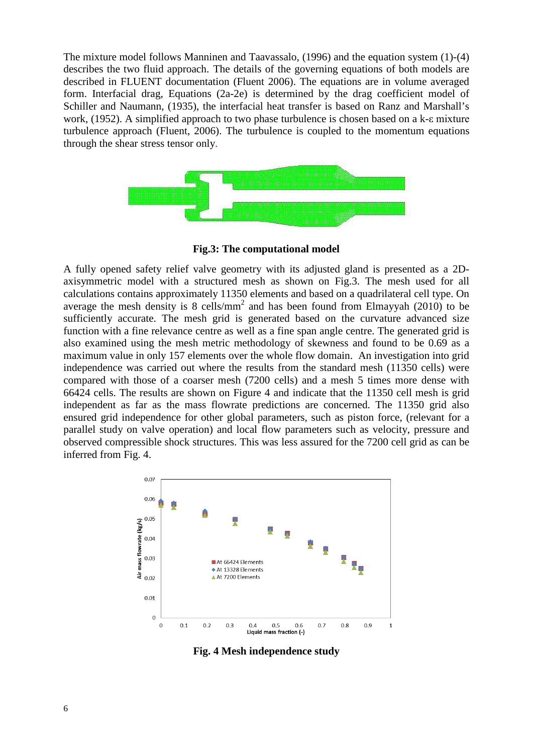The mixture model follows Manninen and Taavassalo, (1996) and the equation system (1)-(4) describes the two fluid approach. The details of the governing equations of both models are described in FLUENT documentation (Fluent 2006). The equations are in volume averaged form. Interfacial drag, Equations (2a-2e) is determined by the drag coefficient model of Schiller and Naumann, (1935), the interfacial heat transfer is based on Ranz and Marshall's work, (1952). A simplified approach to two phase turbulence is chosen based on a k-ε mixture turbulence approach (Fluent, 2006). The turbulence is coupled to the momentum equations through the shear stress tensor only.

**Fig.3: The computational model**

A fully opened safety relief valve geometry with its adjusted gland is presented as a 2D-axisymmetric model with a structured mesh as shown on Fig.3. The mesh used for all calculations contains approximately 11350 elements and based on a quadrilateral cell type. On average the mesh density is 8 cells/mm$^2$ and has been found from Elmayyah (2010) to be sufficiently accurate. The mesh grid is generated based on the curvature advanced size function with a fine relevance centre as well as a fine span angle centre. The generated grid is also examined using the mesh metric methodology of skewness and found to be 0.69 as a maximum value in only 157 elements over the whole flow domain. An investigation into grid independence was carried out where the results from the standard mesh (11350 cells) were compared with those of a coarser mesh (7200 cells) and a mesh 5 times more dense with 66424 cells. The results are shown on Figure 4 and indicate that the 11350 cell mesh is grid independent as far as the mass flowrate predictions are concerned. The 11350 grid also ensured grid independence for other global parameters, such as piston force, (relevant for a parallel study on valve operation) and local flow parameters such as velocity, pressure and observed compressible shock structures. This was less assured for the 7200 cell grid as can be inferred from Fig. 4.

**Fig. 4 Mesh independence study**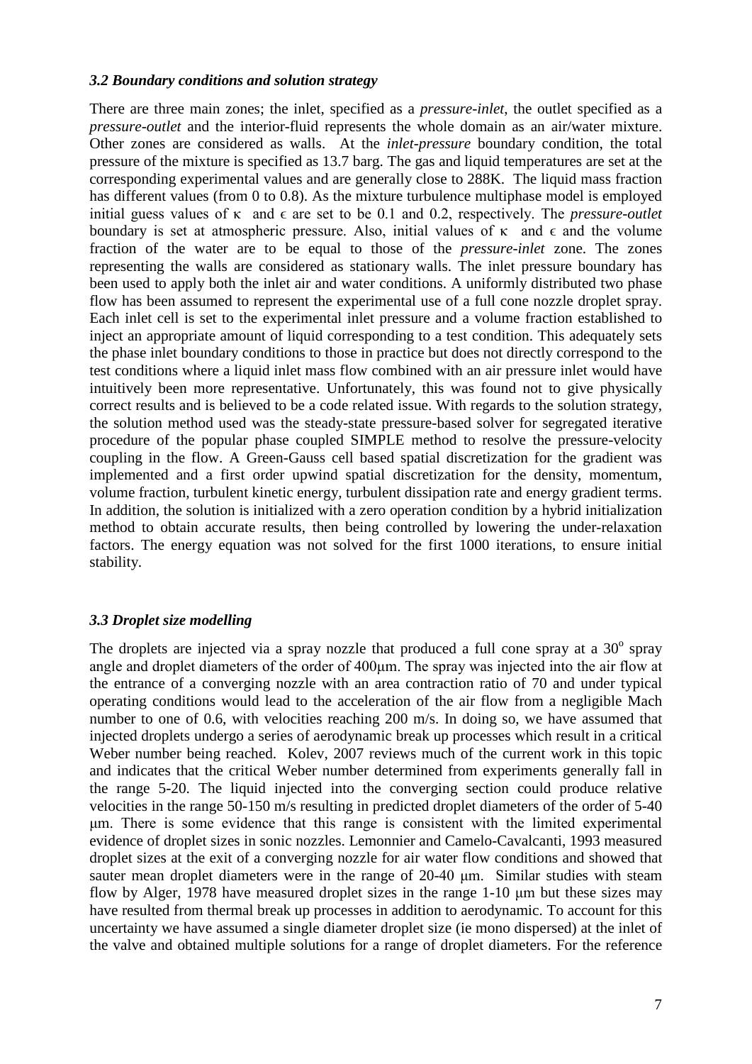### *3.2 Boundary conditions and solution strategy*

There are three main zones; the inlet, specified as a *pressure-inlet*, the outlet specified as a *pressure-outlet* and the interior-fluid represents the whole domain as an air/water mixture. Other zones are considered as walls. At the *inlet-pressure* boundary condition, the total pressure of the mixture is specified as 13.7 barg. The gas and liquid temperatures are set at the corresponding experimental values and are generally close to 288K. The liquid mass fraction has different values (from 0 to 0.8). As the mixture turbulence multiphase model is employed initial guess values of $\kappa$ and $\epsilon$ are set to be 0.1 and 0.2, respectively. The *pressure-outlet* boundary is set at atmospheric pressure. Also, initial values of $\kappa$ and $\epsilon$ and the volume fraction of the water are to be equal to those of the *pressure-inlet* zone. The zones representing the walls are considered as stationary walls. The inlet pressure boundary has been used to apply both the inlet air and water conditions. A uniformly distributed two phase flow has been assumed to represent the experimental use of a full cone nozzle droplet spray. Each inlet cell is set to the experimental inlet pressure and a volume fraction established to inject an appropriate amount of liquid corresponding to a test condition. This adequately sets the phase inlet boundary conditions to those in practice but does not directly correspond to the test conditions where a liquid inlet mass flow combined with an air pressure inlet would have intuitively been more representative. Unfortunately, this was found not to give physically correct results and is believed to be a code related issue. With regards to the solution strategy, the solution method used was the steady-state pressure-based solver for segregated iterative procedure of the popular phase coupled SIMPLE method to resolve the pressure-velocity coupling in the flow. A Green-Gauss cell based spatial discretization for the gradient was implemented and a first order upwind spatial discretization for the density, momentum, volume fraction, turbulent kinetic energy, turbulent dissipation rate and energy gradient terms. In addition, the solution is initialized with a zero operation condition by a hybrid initialization method to obtain accurate results, then being controlled by lowering the under-relaxation factors. The energy equation was not solved for the first 1000 iterations, to ensure initial stability.

### *3.3 Droplet size modelling*

The droplets are injected via a spray nozzle that produced a full cone spray at a $30^{o}$ spray angle and droplet diameters of the order of 400μm. The spray was injected into the air flow at the entrance of a converging nozzle with an area contraction ratio of 70 and under typical operating conditions would lead to the acceleration of the air flow from a negligible Mach number to one of 0.6, with velocities reaching 200 m/s. In doing so, we have assumed that injected droplets undergo a series of aerodynamic break up processes which result in a critical Weber number being reached. Kolev, 2007 reviews much of the current work in this topic and indicates that the critical Weber number determined from experiments generally fall in the range 5-20. The liquid injected into the converging section could produce relative velocities in the range 50-150 m/s resulting in predicted droplet diameters of the order of 5-40 μm. There is some evidence that this range is consistent with the limited experimental evidence of droplet sizes in sonic nozzles. Lemonnier and Camelo-Cavalcanti, 1993 measured droplet sizes at the exit of a converging nozzle for air water flow conditions and showed that sauter mean droplet diameters were in the range of 20-40 μm. Similar studies with steam flow by Alger, 1978 have measured droplet sizes in the range 1-10 μm but these sizes may have resulted from thermal break up processes in addition to aerodynamic. To account for this uncertainty we have assumed a single diameter droplet size (ie mono dispersed) at the inlet of the valve and obtained multiple solutions for a range of droplet diameters. For the reference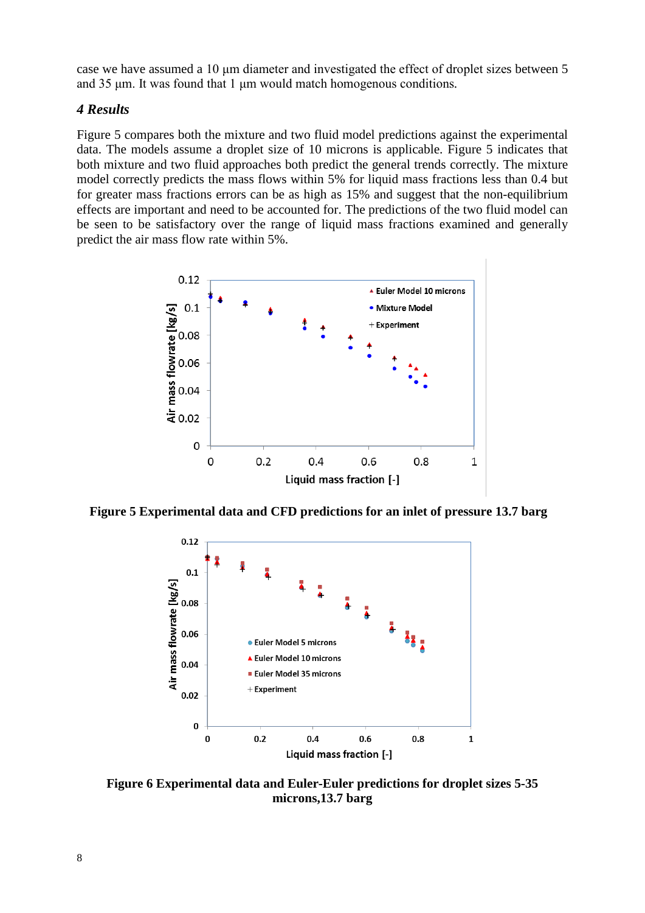case we have assumed a 10 μm diameter and investigated the effect of droplet sizes between 5 and 35 μm. It was found that 1 μm would match homogenous conditions.

### *4 Results*

Figure 5 compares both the mixture and two fluid model predictions against the experimental data. The models assume a droplet size of 10 microns is applicable. Figure 5 indicates that both mixture and two fluid approaches both predict the general trends correctly. The mixture model correctly predicts the mass flows within 5% for liquid mass fractions less than 0.4 but for greater mass fractions errors can be as high as 15% and suggest that the non-equilibrium effects are important and need to be accounted for. The predictions of the two fluid model can be seen to be satisfactory over the range of liquid mass fractions examined and generally predict the air mass flow rate within 5%.

**Figure 5 Experimental data and CFD predictions for an inlet of pressure 13.7 barg**

**Figure 6 Experimental data and Euler-Euler predictions for droplet sizes 5-35 microns,13.7 barg**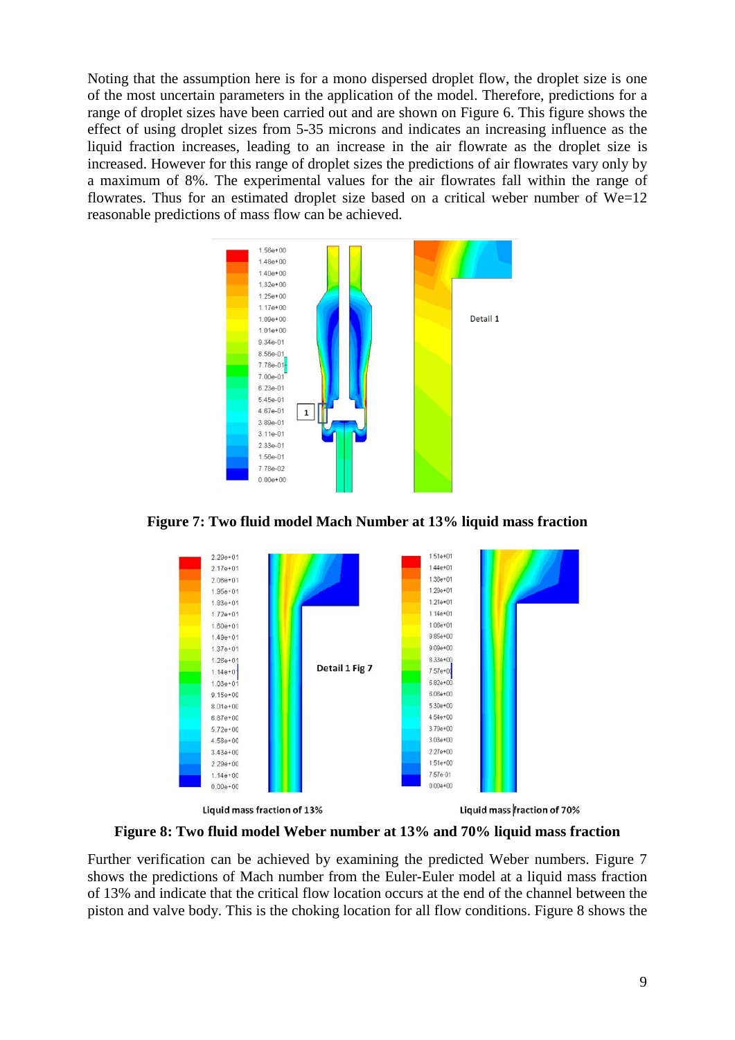Noting that the assumption here is for a mono dispersed droplet flow, the droplet size is one of the most uncertain parameters in the application of the model. Therefore, predictions for a range of droplet sizes have been carried out and are shown on Figure 6. This figure shows the effect of using droplet sizes from 5-35 microns and indicates an increasing influence as the liquid fraction increases, leading to an increase in the air flowrate as the droplet size is increased. However for this range of droplet sizes the predictions of air flowrates vary only by a maximum of 8%. The experimental values for the air flowrates fall within the range of flowrates. Thus for an estimated droplet size based on a critical weber number of We=12 reasonable predictions of mass flow can be achieved.

**Figure 7: Two fluid model Mach Number at 13% liquid mass fraction**

**Figure 8: Two fluid model Weber number at 13% and 70% liquid mass fraction**

Further verification can be achieved by examining the predicted Weber numbers. Figure 7 shows the predictions of Mach number from the Euler-Euler model at a liquid mass fraction of 13% and indicate that the critical flow location occurs at the end of the channel between the piston and valve body. This is the choking location for all flow conditions. Figure 8 shows the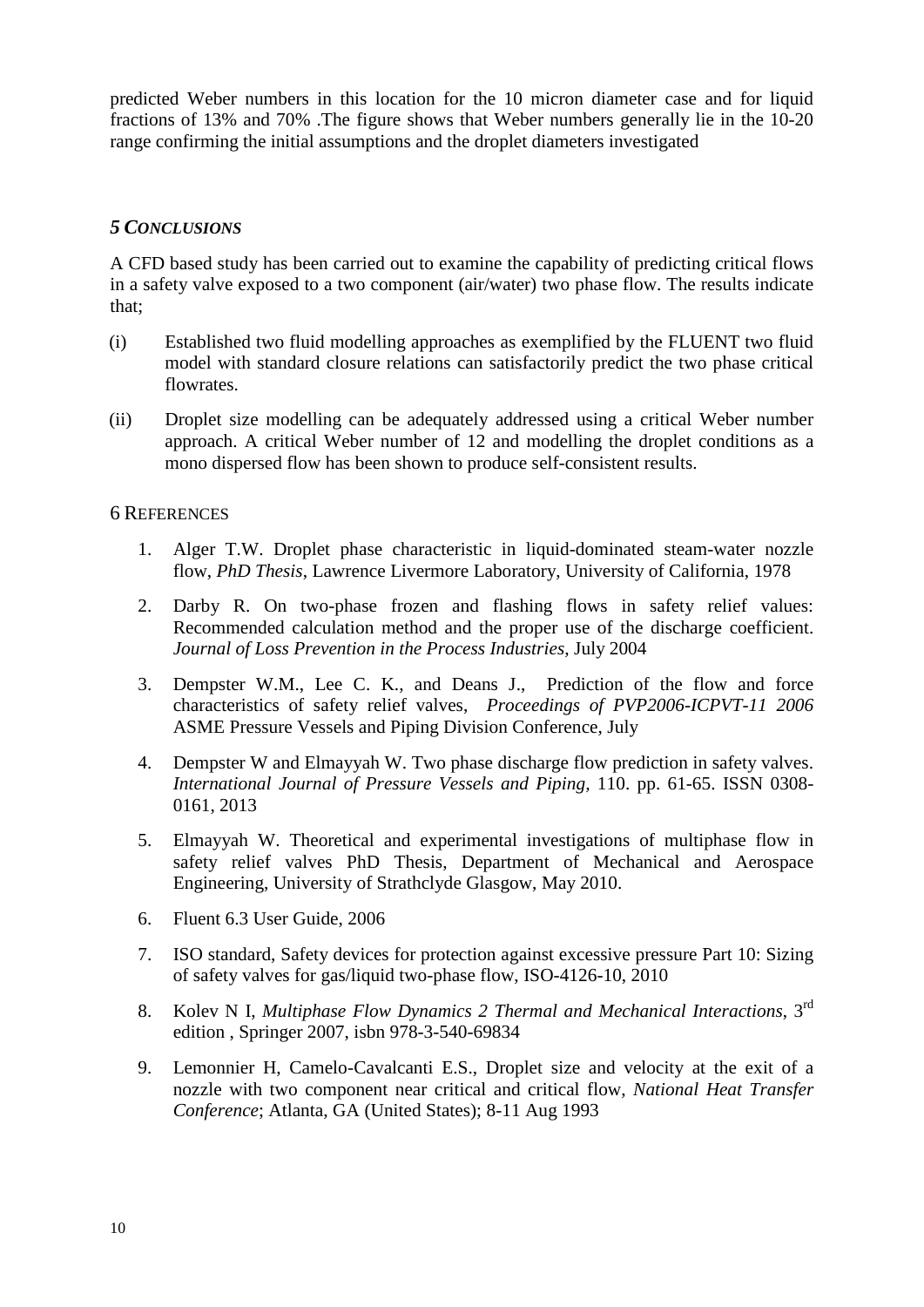predicted Weber numbers in this location for the 10 micron diameter case and for liquid fractions of 13% and 70% .The figure shows that Weber numbers generally lie in the 10-20 range confirming the initial assumptions and the droplet diameters investigated

## *5 CONCLUSIONS*

A CFD based study has been carried out to examine the capability of predicting critical flows in a safety valve exposed to a two component (air/water) two phase flow. The results indicate that;

(i) Established two fluid modelling approaches as exemplified by the FLUENT two fluid model with standard closure relations can satisfactorily predict the two phase critical flowrates.

(ii) Droplet size modelling can be adequately addressed using a critical Weber number approach. A critical Weber number of 12 and modelling the droplet conditions as a mono dispersed flow has been shown to produce self-consistent results.

## 6 REFERENCES

1. Alger T.W. Droplet phase characteristic in liquid-dominated steam-water nozzle flow, *PhD Thesis*, Lawrence Livermore Laboratory, University of California, 1978

2. Darby R. On two-phase frozen and flashing flows in safety relief values: Recommended calculation method and the proper use of the discharge coefficient. *Journal of Loss Prevention in the Process Industries*, July 2004

3. Dempster W.M., Lee C. K., and Deans J., Prediction of the flow and force characteristics of safety relief valves, *Proceedings of PVP2006-ICPVT-11 2006* ASME Pressure Vessels and Piping Division Conference, July

4. Dempster W and Elmayyah W. Two phase discharge flow prediction in safety valves. *International Journal of Pressure Vessels and Piping,* 110. pp. 61-65. ISSN 0308-0161, 2013

5. Elmayyah W. Theoretical and experimental investigations of multiphase flow in safety relief valves PhD Thesis, Department of Mechanical and Aerospace Engineering, University of Strathclyde Glasgow, May 2010.

6. Fluent 6.3 User Guide, 2006

7. ISO standard, Safety devices for protection against excessive pressure Part 10: Sizing of safety valves for gas/liquid two-phase flow, ISO-4126-10, 2010

8. Kolev N I, *Multiphase Flow Dynamics 2 Thermal and Mechanical Interactions*, 3rd edition , Springer 2007, isbn 978-3-540-69834

9. Lemonnier H, Camelo-Cavalcanti E.S., Droplet size and velocity at the exit of a nozzle with two component near critical and critical flow, *National Heat Transfer Conference*; Atlanta, GA (United States); 8-11 Aug 1993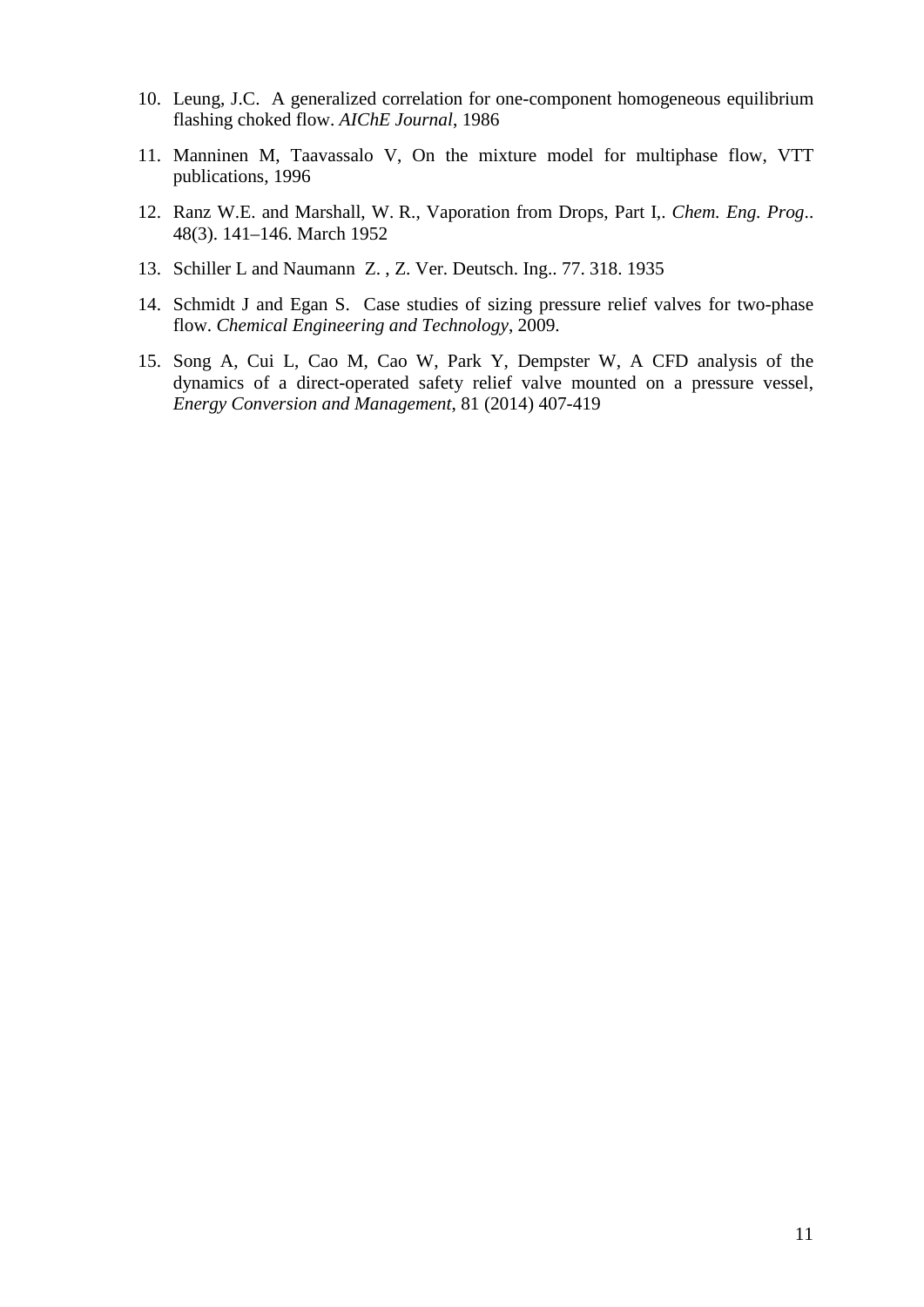10. Leung, J.C. A generalized correlation for one-component homogeneous equilibrium flashing choked flow. *AIChE Journal*, 1986

11. Manninen M, Taavassalo V, On the mixture model for multiphase flow, VTT publications, 1996

12. Ranz W.E. and Marshall, W. R., Vaporation from Drops, Part I,. *Chem. Eng. Prog.*. 48(3). 141–146. March 1952

13. Schiller L and Naumann Z. , Z. Ver. Deutsch. Ing.. 77. 318. 1935

14. Schmidt J and Egan S. Case studies of sizing pressure relief valves for two-phase flow. *Chemical Engineering and Technology*, 2009.

15. Song A, Cui L, Cao M, Cao W, Park Y, Dempster W, A CFD analysis of the dynamics of a direct-operated safety relief valve mounted on a pressure vessel, *Energy Conversion and Management*, 81 (2014) 407-419